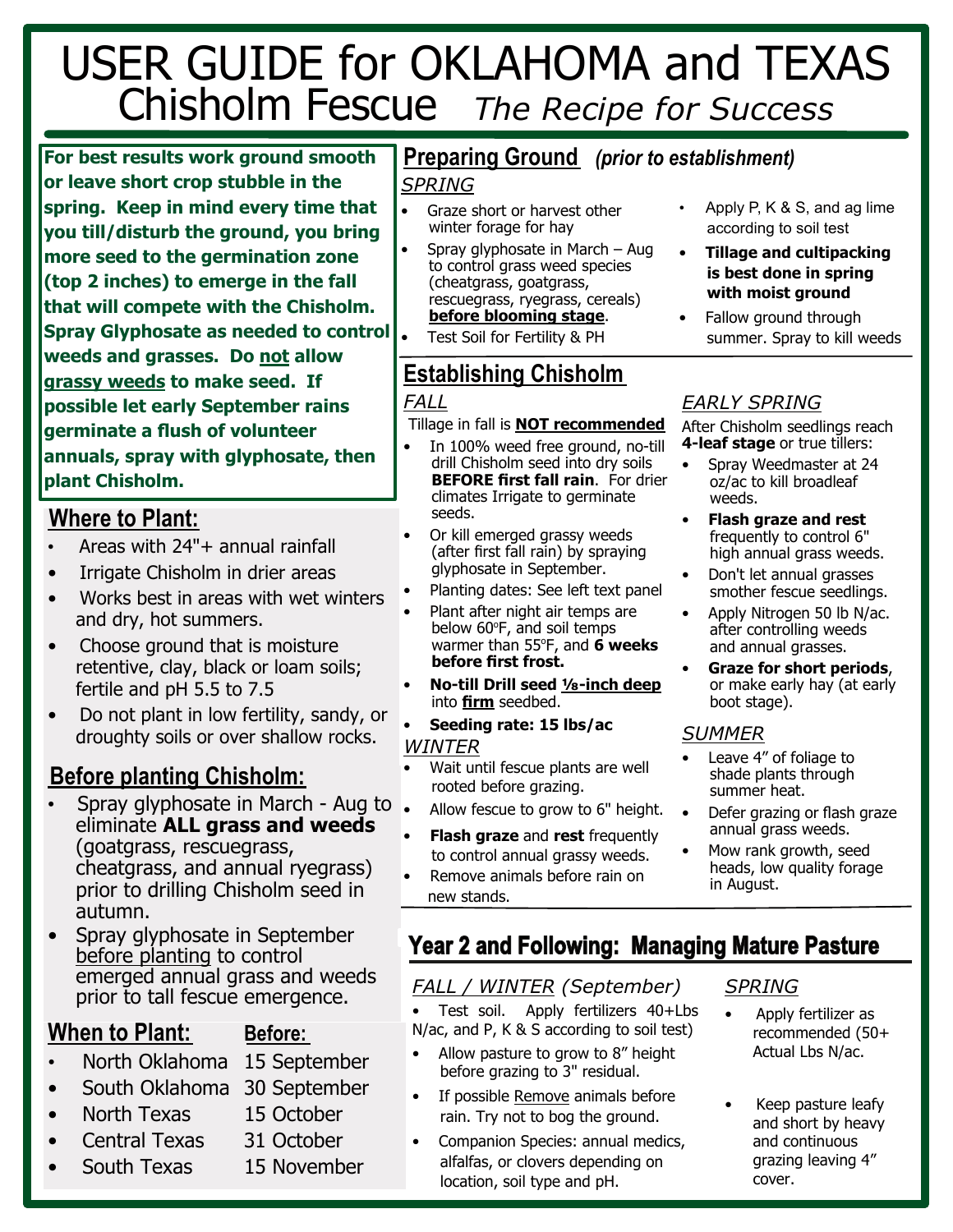# USER GUIDE for OKLAHOMA and TEXAS

# Chisholm Fescue *The Recipe for Success*

**For best results work ground smooth or leave short crop stubble in the spring. Keep in mind every time that you till/disturb the ground, you bring more seed to the germination zone (top 2 inches) to emerge in the fall that will compete with the Chisholm. Spray Glyphosate as needed to control weeds and grasses. Do not allow grassy weeds to make seed. If possible let early September rains germinate a flush of volunteer annuals, spray with glyphosate, then plant Chisholm.**

## Where to Plant:

- Areas with 24"+ annual rainfall
- Irrigate Chisholm in drier areas
- Works best in areas with wet winters and dry, hot summers.
- Choose ground that is moisture retentive, clay, black or loam soils; fertile and pH 5.5 to 7.5
- Do not plant in low fertility, sandy, or droughty soils or over shallow rocks.

## Before planting Chisholm:

- Spray glyphosate in March - Aug to eliminate **ALL grass and weeds** (goatgrass, rescuegrass, cheatgrass, and annual ryegrass) prior to drilling Chisholm seed in autumn.
- Spray glyphosate in September <u>before planting</u> to control emerged annual grass and weeds prior to tall fescue emergence.

## When to Plant:

| | Before: |
|---|---|
| North Oklahoma | 15 September |
| South Oklahoma | 30 September |
| North Texas | 15 October |
| Central Texas | 31 October |
| South Texas | 15 November |

## Preparing Ground *(prior to establishment)*

*SPRING*

- Graze short or harvest other winter forage for hay
- Spray glyphosate in March – Aug to control grass weed species (cheatgrass, goatgrass, rescuegrass, ryegrass, cereals) **<u>before blooming stage</u>**.
- Test Soil for Fertility & PH
- Apply P, K & S, and ag lime according to soil test
- **Tillage and cultipacking is best done in spring with moist ground**
- Fallow ground through summer. Spray to kill weeds

## Establishing Chisholm

*FALL*

Tillage in fall is **<u>NOT recommended</u>**

- In 100% weed free ground, no-till drill Chisholm seed into dry soils **BEFORE first fall rain**. For drier climates Irrigate to germinate seeds.
- Or kill emerged grassy weeds (after first fall rain) by spraying glyphosate in September.
- Planting dates: See left text panel
- Plant after night air temps are below 60°F, and soil temps warmer than 55°F, and **6 weeks before first frost.**
- **No-till Drill seed <u>⅛-inch deep</u>** into **<u>firm</u>** seedbed.
- **Seeding rate: 15 lbs/ac**

*WINTER*

- Wait until fescue plants are well rooted before grazing.
- Allow fescue to grow to 6" height.
- **Flash graze** and **rest** frequently to control annual grassy weeds.
- Remove animals before rain on new stands.

*EARLY SPRING*

After Chisholm seedlings reach **4-leaf stage** or true tillers:

- Spray Weedmaster at 24 oz/ac to kill broadleaf weeds.
- **Flash graze and rest** frequently to control 6" high annual grass weeds.
- Don't let annual grasses smother fescue seedlings.
- Apply Nitrogen 50 lb N/ac. after controlling weeds and annual grasses.
- **Graze for short periods**, or make early hay (at early boot stage).

*SUMMER*

- Leave 4" of foliage to shade plants through summer heat.
- Defer grazing or flash graze annual grass weeds.
- Mow rank growth, seed heads, low quality forage in August.

## Year 2 and Following: Managing Mature Pasture

*FALL / WINTER (September)*

- Test soil. Apply fertilizers 40+Lbs N/ac, and P, K & S according to soil test)
- Allow pasture to grow to 8" height before grazing to 3" residual.
- If possible <u>Remove</u> animals before rain. Try not to bog the ground.
- Companion Species: annual medics, alfalfas, or clovers depending on location, soil type and pH.

*SPRING*

- Apply fertilizer as recommended (50+ Actual Lbs N/ac.
- Keep pasture leafy and short by heavy and continuous grazing leaving 4" cover.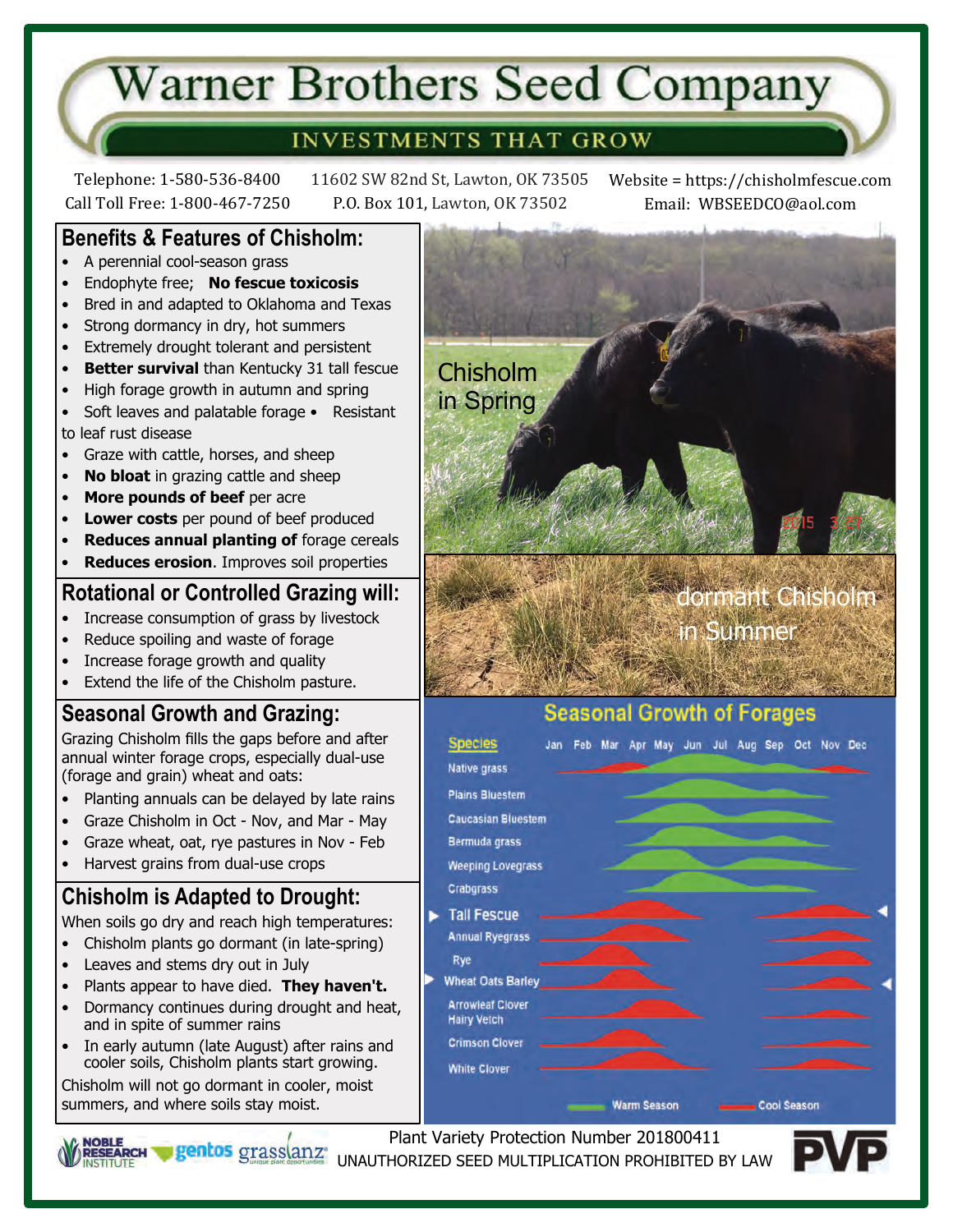# Warner Brothers Seed Company

INVESTMENTS THAT GROW

Telephone: 1-580-536-8400
Call Toll Free: 1-800-467-7250

11602 SW 82nd St, Lawton, OK 73505
P.O. Box 101, Lawton, OK 73502

Website = https://chisholmfescue.com
Email: WBSEEDCO@aol.com

## Benefits & Features of Chisholm:

- A perennial cool-season grass
- Endophyte free; **No fescue toxicosis**
- Bred in and adapted to Oklahoma and Texas
- Strong dormancy in dry, hot summers
- Extremely drought tolerant and persistent
- **Better survival** than Kentucky 31 tall fescue
- High forage growth in autumn and spring
- Soft leaves and palatable forage
- Resistant to leaf rust disease
- Graze with cattle, horses, and sheep
- **No bloat** in grazing cattle and sheep
- **More pounds of beef** per acre
- **Lower costs** per pound of beef produced
- **Reduces annual planting of** forage cereals
- **Reduces erosion**. Improves soil properties

## Rotational or Controlled Grazing will:

- Increase consumption of grass by livestock
- Reduce spoiling and waste of forage
- Increase forage growth and quality
- Extend the life of the Chisholm pasture.

## Seasonal Growth and Grazing:

Grazing Chisholm fills the gaps before and after annual winter forage crops, especially dual-use (forage and grain) wheat and oats:

- Planting annuals can be delayed by late rains
- Graze Chisholm in Oct - Nov, and Mar - May
- Graze wheat, oat, rye pastures in Nov - Feb
- Harvest grains from dual-use crops

## Chisholm is Adapted to Drought:

When soils go dry and reach high temperatures:

- Chisholm plants go dormant (in late-spring)
- Leaves and stems dry out in July
- Plants appear to have died. **They haven't.**
- Dormancy continues during drought and heat, and in spite of summer rains
- In early autumn (late August) after rains and cooler soils, Chisholm plants start growing.

Chisholm will not go dormant in cooler, moist summers, and where soils stay moist.

Chisholm in Spring

dormant Chisholm in Summer

Seasonal Growth of Forages

Species
Jan Feb Mar Apr May Jun Jul Aug Sep Oct Nov Dec
Native grass
Plains Bluestem
Caucasian Bluestem
Bermuda grass
Weeping Lovegrass
Crabgrass
Tall Fescue
Annual Ryegrass
Rye
Wheat Oats Barley
Arrowleaf Clover Hairy Vetch
Crimson Clover
White Clover
Warm Season
Cool Season

Plant Variety Protection Number 201800411
UNAUTHORIZED SEED MULTIPLICATION PROHIBITED BY LAW